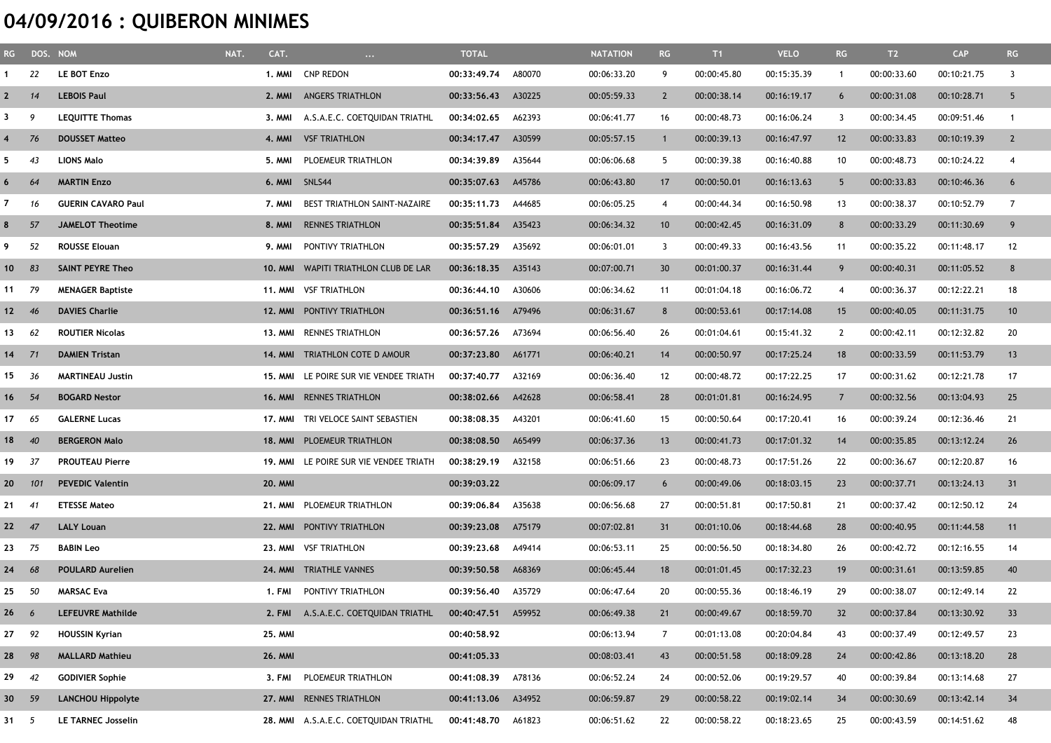# 04/09/2016 : QUIBERON MINIMES

| RG | DOS. | NOM | NAT. | CAT. | ... | TOTAL | | NATATION | RG | T1 | VELO | RG | T2 | CAP | RG |
|---|---|---|---|---|---|---|---|---|---|---|---|---|---|---|---|
| 1 | 22 | LE BOT Enzo | | 1. MMI | CNP REDON | 00:33:49.74 | A80070 | 00:06:33.20 | 9 | 00:00:45.80 | 00:15:35.39 | 1 | 00:00:33.60 | 00:10:21.75 | 3 |
| 2 | 14 | LEBOIS Paul | | 2. MMI | ANGERS TRIATHLON | 00:33:56.43 | A30225 | 00:05:59.33 | 2 | 00:00:38.14 | 00:16:19.17 | 6 | 00:00:31.08 | 00:10:28.71 | 5 |
| 3 | 9 | LEQUITTE Thomas | | 3. MMI | A.S.A.E.C. COETQUIDAN TRIATHL | 00:34:02.65 | A62393 | 00:06:41.77 | 16 | 00:00:48.73 | 00:16:06.24 | 3 | 00:00:34.45 | 00:09:51.46 | 1 |
| 4 | 76 | DOUSSET Matteo | | 4. MMI | VSF TRIATHLON | 00:34:17.47 | A30599 | 00:05:57.15 | 1 | 00:00:39.13 | 00:16:47.97 | 12 | 00:00:33.83 | 00:10:19.39 | 2 |
| 5 | 43 | LIONS Malo | | 5. MMI | PLOEMEUR TRIATHLON | 00:34:39.89 | A35644 | 00:06:06.68 | 5 | 00:00:39.38 | 00:16:40.88 | 10 | 00:00:48.73 | 00:10:24.22 | 4 |
| 6 | 64 | MARTIN Enzo | | 6. MMI | SNLS44 | 00:35:07.63 | A45786 | 00:06:43.80 | 17 | 00:00:50.01 | 00:16:13.63 | 5 | 00:00:33.83 | 00:10:46.36 | 6 |
| 7 | 16 | GUERIN CAVARO Paul | | 7. MMI | BEST TRIATHLON SAINT-NAZAIRE | 00:35:11.73 | A44685 | 00:06:05.25 | 4 | 00:00:44.34 | 00:16:50.98 | 13 | 00:00:38.37 | 00:10:52.79 | 7 |
| 8 | 57 | JAMELOT Theotime | | 8. MMI | RENNES TRIATHLON | 00:35:51.84 | A35423 | 00:06:34.32 | 10 | 00:00:42.45 | 00:16:31.09 | 8 | 00:00:33.29 | 00:11:30.69 | 9 |
| 9 | 52 | ROUSSE Elouan | | 9. MMI | PONTIVY TRIATHLON | 00:35:57.29 | A35692 | 00:06:01.01 | 3 | 00:00:49.33 | 00:16:43.56 | 11 | 00:00:35.22 | 00:11:48.17 | 12 |
| 10 | 83 | SAINT PEYRE Theo | | 10. MMI | WAPITI TRIATHLON CLUB DE LAR | 00:36:18.35 | A35143 | 00:07:00.71 | 30 | 00:01:00.37 | 00:16:31.44 | 9 | 00:00:40.31 | 00:11:05.52 | 8 |
| 11 | 79 | MENAGER Baptiste | | 11. MMI | VSF TRIATHLON | 00:36:44.10 | A30606 | 00:06:34.62 | 11 | 00:01:04.18 | 00:16:06.72 | 4 | 00:00:36.37 | 00:12:22.21 | 18 |
| 12 | 46 | DAVIES Charlie | | 12. MMI | PONTIVY TRIATHLON | 00:36:51.16 | A79496 | 00:06:31.67 | 8 | 00:00:53.61 | 00:17:14.08 | 15 | 00:00:40.05 | 00:11:31.75 | 10 |
| 13 | 62 | ROUTIER Nicolas | | 13. MMI | RENNES TRIATHLON | 00:36:57.26 | A73694 | 00:06:56.40 | 26 | 00:01:04.61 | 00:15:41.32 | 2 | 00:00:42.11 | 00:12:32.82 | 20 |
| 14 | 71 | DAMIEN Tristan | | 14. MMI | TRIATHLON COTE D AMOUR | 00:37:23.80 | A61771 | 00:06:40.21 | 14 | 00:00:50.97 | 00:17:25.24 | 18 | 00:00:33.59 | 00:11:53.79 | 13 |
| 15 | 36 | MARTINEAU Justin | | 15. MMI | LE POIRE SUR VIE VENDEE TRIATH | 00:37:40.77 | A32169 | 00:06:36.40 | 12 | 00:00:48.72 | 00:17:22.25 | 17 | 00:00:31.62 | 00:12:21.78 | 17 |
| 16 | 54 | BOGARD Nestor | | 16. MMI | RENNES TRIATHLON | 00:38:02.66 | A42628 | 00:06:58.41 | 28 | 00:01:01.81 | 00:16:24.95 | 7 | 00:00:32.56 | 00:13:04.93 | 25 |
| 17 | 65 | GALERNE Lucas | | 17. MMI | TRI VELOCE SAINT SEBASTIEN | 00:38:08.35 | A43201 | 00:06:41.60 | 15 | 00:00:50.64 | 00:17:20.41 | 16 | 00:00:39.24 | 00:12:36.46 | 21 |
| 18 | 40 | BERGERON Malo | | 18. MMI | PLOEMEUR TRIATHLON | 00:38:08.50 | A65499 | 00:06:37.36 | 13 | 00:00:41.73 | 00:17:01.32 | 14 | 00:00:35.85 | 00:13:12.24 | 26 |
| 19 | 37 | PROUTEAU Pierre | | 19. MMI | LE POIRE SUR VIE VENDEE TRIATH | 00:38:29.19 | A32158 | 00:06:51.66 | 23 | 00:00:48.73 | 00:17:51.26 | 22 | 00:00:36.67 | 00:12:20.87 | 16 |
| 20 | 101 | PEVEDIC Valentin | | 20. MMI | | 00:39:03.22 | | 00:06:09.17 | 6 | 00:00:49.06 | 00:18:03.15 | 23 | 00:00:37.71 | 00:13:24.13 | 31 |
| 21 | 41 | ETESSE Mateo | | 21. MMI | PLOEMEUR TRIATHLON | 00:39:06.84 | A35638 | 00:06:56.68 | 27 | 00:00:51.81 | 00:17:50.81 | 21 | 00:00:37.42 | 00:12:50.12 | 24 |
| 22 | 47 | LALY Louan | | 22. MMI | PONTIVY TRIATHLON | 00:39:23.08 | A75179 | 00:07:02.81 | 31 | 00:01:10.06 | 00:18:44.68 | 28 | 00:00:40.95 | 00:11:44.58 | 11 |
| 23 | 75 | BABIN Leo | | 23. MMI | VSF TRIATHLON | 00:39:23.68 | A49414 | 00:06:53.11 | 25 | 00:00:56.50 | 00:18:34.80 | 26 | 00:00:42.72 | 00:12:16.55 | 14 |
| 24 | 68 | POULARD Aurelien | | 24. MMI | TRIATHLE VANNES | 00:39:50.58 | A68369 | 00:06:45.44 | 18 | 00:01:01.45 | 00:17:32.23 | 19 | 00:00:31.61 | 00:13:59.85 | 40 |
| 25 | 50 | MARSAC Eva | | 1. FMI | PONTIVY TRIATHLON | 00:39:56.40 | A35729 | 00:06:47.64 | 20 | 00:00:55.36 | 00:18:46.19 | 29 | 00:00:38.07 | 00:12:49.14 | 22 |
| 26 | 6 | LEFEUVRE Mathilde | | 2. FMI | A.S.A.E.C. COETQUIDAN TRIATHL | 00:40:47.51 | A59952 | 00:06:49.38 | 21 | 00:00:49.67 | 00:18:59.70 | 32 | 00:00:37.84 | 00:13:30.92 | 33 |
| 27 | 92 | HOUSSIN Kyrian | | 25. MMI | | 00:40:58.92 | | 00:06:13.94 | 7 | 00:01:13.08 | 00:20:04.84 | 43 | 00:00:37.49 | 00:12:49.57 | 23 |
| 28 | 98 | MALLARD Mathieu | | 26. MMI | | 00:41:05.33 | | 00:08:03.41 | 43 | 00:00:51.58 | 00:18:09.28 | 24 | 00:00:42.86 | 00:13:18.20 | 28 |
| 29 | 42 | GODIVIER Sophie | | 3. FMI | PLOEMEUR TRIATHLON | 00:41:08.39 | A78136 | 00:06:52.24 | 24 | 00:00:52.06 | 00:19:29.57 | 40 | 00:00:39.84 | 00:13:14.68 | 27 |
| 30 | 59 | LANCHOU Hippolyte | | 27. MMI | RENNES TRIATHLON | 00:41:13.06 | A34952 | 00:06:59.87 | 29 | 00:00:58.22 | 00:19:02.14 | 34 | 00:00:30.69 | 00:13:42.14 | 34 |
| 31 | 5 | LE TARNEC Josselin | | 28. MMI | A.S.A.E.C. COETQUIDAN TRIATHL | 00:41:48.70 | A61823 | 00:06:51.62 | 22 | 00:00:58.22 | 00:18:23.65 | 25 | 00:00:43.59 | 00:14:51.62 | 48 |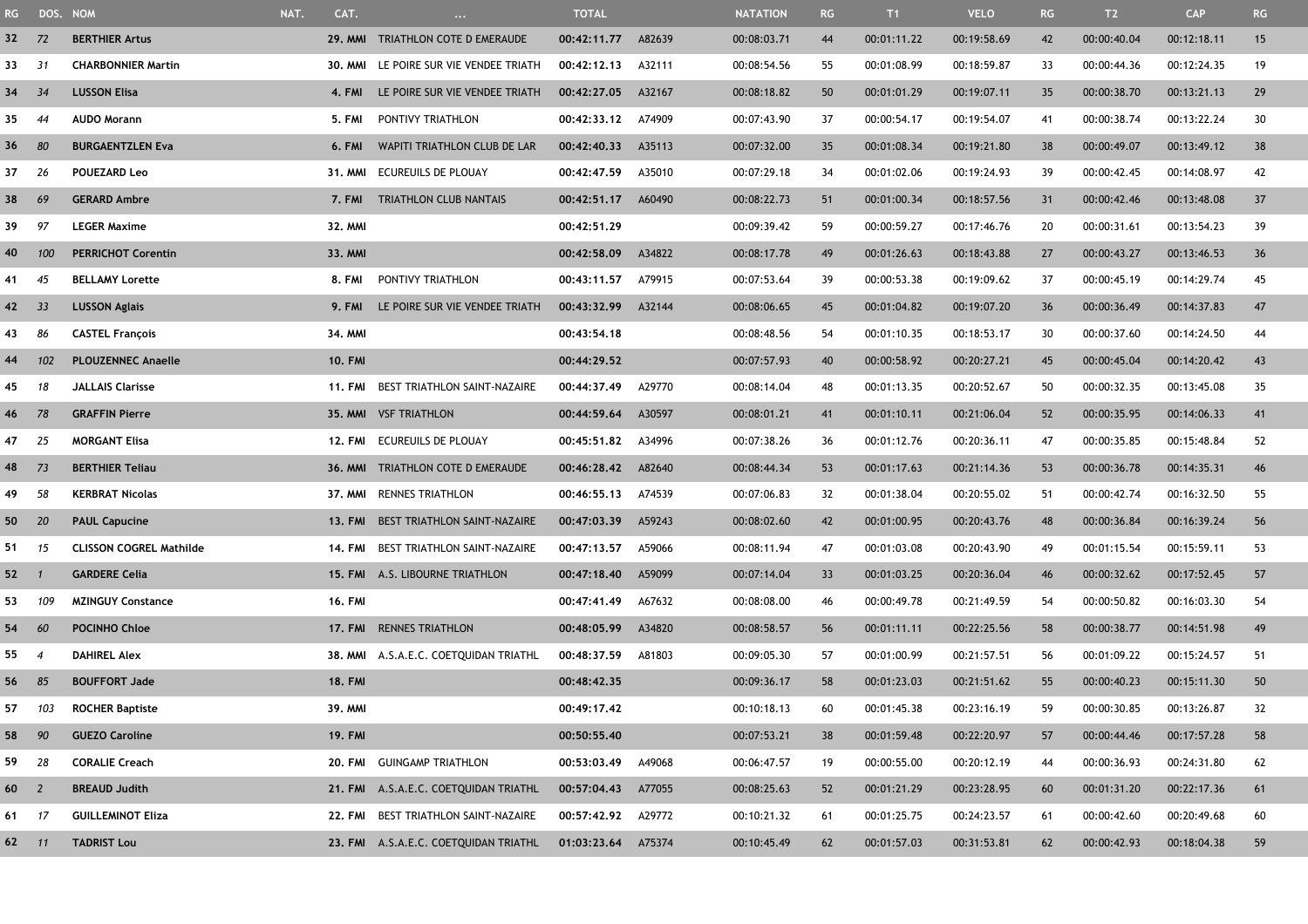| RG | DOS. | NOM | NAT. | CAT. | ... | TOTAL | | NATATION | RG | T1 | VELO | RG | T2 | CAP | RG |
|---|---|---|---|---|---|---|---|---|---|---|---|---|---|---|---|
| 32 | 72 | **BERTHIER Artus** | | **29. MMI** | TRIATHLON COTE D EMERAUDE | **00:42:11.77** | A82639 | 00:08:03.71 | 44 | 00:01:11.22 | 00:19:58.69 | 42 | 00:00:40.04 | 00:12:18.11 | 15 |
| 33 | 31 | **CHARBONNIER Martin** | | **30. MMI** | LE POIRE SUR VIE VENDEE TRIATH | **00:42:12.13** | A32111 | 00:08:54.56 | 55 | 00:01:08.99 | 00:18:59.87 | 33 | 00:00:44.36 | 00:12:24.35 | 19 |
| 34 | 34 | **LUSSON Elisa** | | **4. FMI** | LE POIRE SUR VIE VENDEE TRIATH | **00:42:27.05** | A32167 | 00:08:18.82 | 50 | 00:01:01.29 | 00:19:07.11 | 35 | 00:00:38.70 | 00:13:21.13 | 29 |
| 35 | 44 | **AUDO Morann** | | **5. FMI** | PONTIVY TRIATHLON | **00:42:33.12** | A74909 | 00:07:43.90 | 37 | 00:00:54.17 | 00:19:54.07 | 41 | 00:00:38.74 | 00:13:22.24 | 30 |
| 36 | 80 | **BURGAENTZLEN Eva** | | **6. FMI** | WAPITI TRIATHLON CLUB DE LAR | **00:42:40.33** | A35113 | 00:07:32.00 | 35 | 00:01:08.34 | 00:19:21.80 | 38 | 00:00:49.07 | 00:13:49.12 | 38 |
| 37 | 26 | **POUEZARD Leo** | | **31. MMI** | ECUREUILS DE PLOUAY | **00:42:47.59** | A35010 | 00:07:29.18 | 34 | 00:01:02.06 | 00:19:24.93 | 39 | 00:00:42.45 | 00:14:08.97 | 42 |
| 38 | 69 | **GERARD Ambre** | | **7. FMI** | TRIATHLON CLUB NANTAIS | **00:42:51.17** | A60490 | 00:08:22.73 | 51 | 00:01:00.34 | 00:18:57.56 | 31 | 00:00:42.46 | 00:13:48.08 | 37 |
| 39 | 97 | **LEGER Maxime** | | **32. MMI** | | **00:42:51.29** | | 00:09:39.42 | 59 | 00:00:59.27 | 00:17:46.76 | 20 | 00:00:31.61 | 00:13:54.23 | 39 |
| 40 | 100 | **PERRICHOT Corentin** | | **33. MMI** | | **00:42:58.09** | A34822 | 00:08:17.78 | 49 | 00:01:26.63 | 00:18:43.88 | 27 | 00:00:43.27 | 00:13:46.53 | 36 |
| 41 | 45 | **BELLAMY Lorette** | | **8. FMI** | PONTIVY TRIATHLON | **00:43:11.57** | A79915 | 00:07:53.64 | 39 | 00:00:53.38 | 00:19:09.62 | 37 | 00:00:45.19 | 00:14:29.74 | 45 |
| 42 | 33 | **LUSSON Aglais** | | **9. FMI** | LE POIRE SUR VIE VENDEE TRIATH | **00:43:32.99** | A32144 | 00:08:06.65 | 45 | 00:01:04.82 | 00:19:07.20 | 36 | 00:00:36.49 | 00:14:37.83 | 47 |
| 43 | 86 | **CASTEL François** | | **34. MMI** | | **00:43:54.18** | | 00:08:48.56 | 54 | 00:01:10.35 | 00:18:53.17 | 30 | 00:00:37.60 | 00:14:24.50 | 44 |
| 44 | 102 | **PLOUZENNEC Anaelle** | | **10. FMI** | | **00:44:29.52** | | 00:07:57.93 | 40 | 00:00:58.92 | 00:20:27.21 | 45 | 00:00:45.04 | 00:14:20.42 | 43 |
| 45 | 18 | **JALLAIS Clarisse** | | **11. FMI** | BEST TRIATHLON SAINT-NAZAIRE | **00:44:37.49** | A29770 | 00:08:14.04 | 48 | 00:01:13.35 | 00:20:52.67 | 50 | 00:00:32.35 | 00:13:45.08 | 35 |
| 46 | 78 | **GRAFFIN Pierre** | | **35. MMI** | VSF TRIATHLON | **00:44:59.64** | A30597 | 00:08:01.21 | 41 | 00:01:10.11 | 00:21:06.04 | 52 | 00:00:35.95 | 00:14:06.33 | 41 |
| 47 | 25 | **MORGANT Elisa** | | **12. FMI** | ECUREUILS DE PLOUAY | **00:45:51.82** | A34996 | 00:07:38.26 | 36 | 00:01:12.76 | 00:20:36.11 | 47 | 00:00:35.85 | 00:15:48.84 | 52 |
| 48 | 73 | **BERTHIER Teliau** | | **36. MMI** | TRIATHLON COTE D EMERAUDE | **00:46:28.42** | A82640 | 00:08:44.34 | 53 | 00:01:17.63 | 00:21:14.36 | 53 | 00:00:36.78 | 00:14:35.31 | 46 |
| 49 | 58 | **KERBRAT Nicolas** | | **37. MMI** | RENNES TRIATHLON | **00:46:55.13** | A74539 | 00:07:06.83 | 32 | 00:01:38.04 | 00:20:55.02 | 51 | 00:00:42.74 | 00:16:32.50 | 55 |
| 50 | 20 | **PAUL Capucine** | | **13. FMI** | BEST TRIATHLON SAINT-NAZAIRE | **00:47:03.39** | A59243 | 00:08:02.60 | 42 | 00:01:00.95 | 00:20:43.76 | 48 | 00:00:36.84 | 00:16:39.24 | 56 |
| 51 | 15 | **CLISSON COGREL Mathilde** | | **14. FMI** | BEST TRIATHLON SAINT-NAZAIRE | **00:47:13.57** | A59066 | 00:08:11.94 | 47 | 00:01:03.08 | 00:20:43.90 | 49 | 00:01:15.54 | 00:15:59.11 | 53 |
| 52 | 1 | **GARDERE Celia** | | **15. FMI** | A.S. LIBOURNE TRIATHLON | **00:47:18.40** | A59099 | 00:07:14.04 | 33 | 00:01:03.25 | 00:20:36.04 | 46 | 00:00:32.62 | 00:17:52.45 | 57 |
| 53 | 109 | **MZINGUY Constance** | | **16. FMI** | | **00:47:41.49** | A67632 | 00:08:08.00 | 46 | 00:00:49.78 | 00:21:49.59 | 54 | 00:00:50.82 | 00:16:03.30 | 54 |
| 54 | 60 | **POCINHO Chloe** | | **17. FMI** | RENNES TRIATHLON | **00:48:05.99** | A34820 | 00:08:58.57 | 56 | 00:01:11.11 | 00:22:25.56 | 58 | 00:00:38.77 | 00:14:51.98 | 49 |
| 55 | 4 | **DAHIREL Alex** | | **38. MMI** | A.S.A.E.C. COETQUIDAN TRIATHL | **00:48:37.59** | A81803 | 00:09:05.30 | 57 | 00:01:00.99 | 00:21:57.51 | 56 | 00:01:09.22 | 00:15:24.57 | 51 |
| 56 | 85 | **BOUFFORT Jade** | | **18. FMI** | | **00:48:42.35** | | 00:09:36.17 | 58 | 00:01:23.03 | 00:21:51.62 | 55 | 00:00:40.23 | 00:15:11.30 | 50 |
| 57 | 103 | **ROCHER Baptiste** | | **39. MMI** | | **00:49:17.42** | | 00:10:18.13 | 60 | 00:01:45.38 | 00:23:16.19 | 59 | 00:00:30.85 | 00:13:26.87 | 32 |
| 58 | 90 | **GUEZO Caroline** | | **19. FMI** | | **00:50:55.40** | | 00:07:53.21 | 38 | 00:01:59.48 | 00:22:20.97 | 57 | 00:00:44.46 | 00:17:57.28 | 58 |
| 59 | 28 | **CORALIE Creach** | | **20. FMI** | GUINGAMP TRIATHLON | **00:53:03.49** | A49068 | 00:06:47.57 | 19 | 00:00:55.00 | 00:20:12.19 | 44 | 00:00:36.93 | 00:24:31.80 | 62 |
| 60 | 2 | **BREAUD Judith** | | **21. FMI** | A.S.A.E.C. COETQUIDAN TRIATHL | **00:57:04.43** | A77055 | 00:08:25.63 | 52 | 00:01:21.29 | 00:23:28.95 | 60 | 00:01:31.20 | 00:22:17.36 | 61 |
| 61 | 17 | **GUILLEMINOT Eliza** | | **22. FMI** | BEST TRIATHLON SAINT-NAZAIRE | **00:57:42.92** | A29772 | 00:10:21.32 | 61 | 00:01:25.75 | 00:24:23.57 | 61 | 00:00:42.60 | 00:20:49.68 | 60 |
| 62 | 11 | **TADRIST Lou** | | **23. FMI** | A.S.A.E.C. COETQUIDAN TRIATHL | **01:03:23.64** | A75374 | 00:10:45.49 | 62 | 00:01:57.03 | 00:31:53.81 | 62 | 00:00:42.93 | 00:18:04.38 | 59 |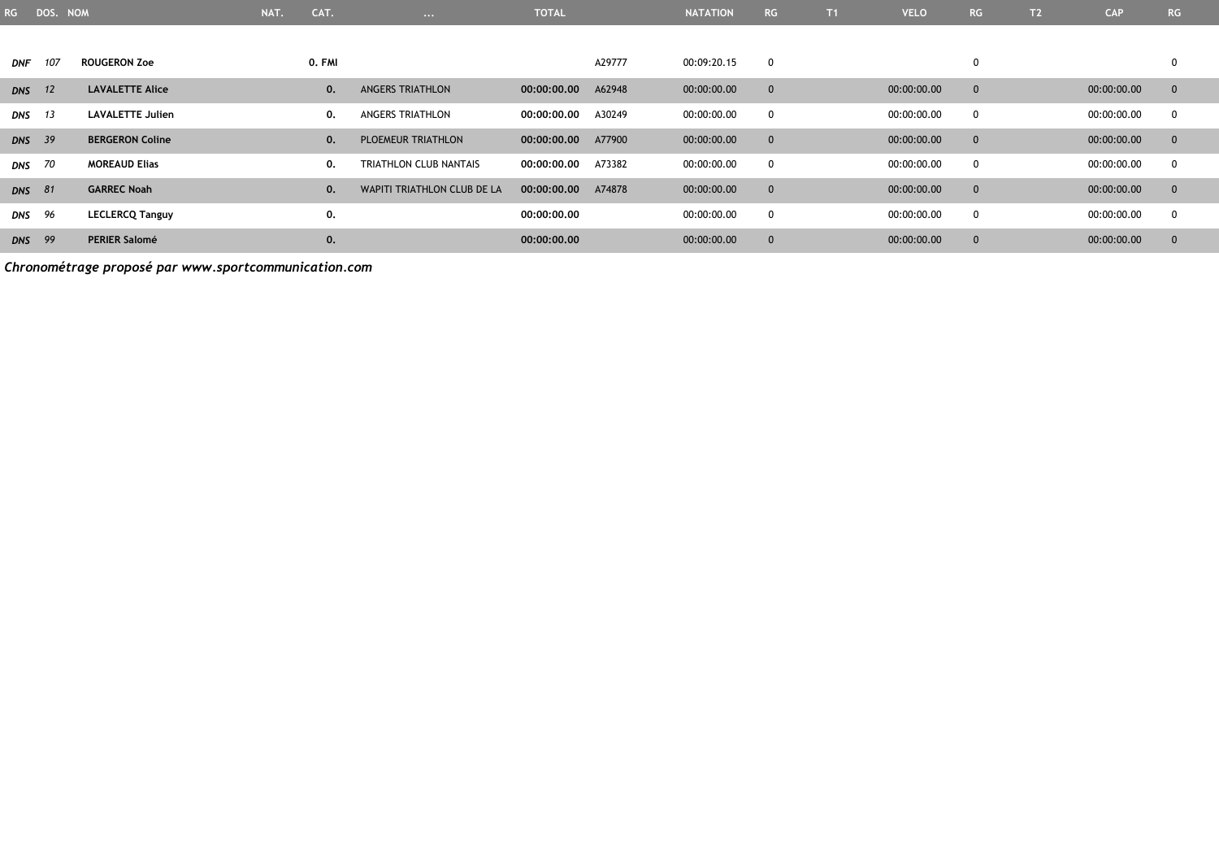| RG | DOS. | NOM | NAT. | CAT. | ... | TOTAL | | NATATION | RG | T1 | VELO | RG | T2 | CAP | RG |
|---|---|---|---|---|---|---|---|---|---|---|---|---|---|---|---|
| *DNF* | *107* | **ROUGERON Zoe** | | **0. FMI** | | | A29777 | 00:09:20.15 | 0 | | | 0 | | | 0 |
| *DNS* | *12* | **LAVALETTE Alice** | | **0.** | ANGERS TRIATHLON | **00:00:00.00** | A62948 | 00:00:00.00 | 0 | | 00:00:00.00 | 0 | | 00:00:00.00 | 0 |
| *DNS* | *13* | **LAVALETTE Julien** | | **0.** | ANGERS TRIATHLON | **00:00:00.00** | A30249 | 00:00:00.00 | 0 | | 00:00:00.00 | 0 | | 00:00:00.00 | 0 |
| *DNS* | *39* | **BERGERON Coline** | | **0.** | PLOEMEUR TRIATHLON | **00:00:00.00** | A77900 | 00:00:00.00 | 0 | | 00:00:00.00 | 0 | | 00:00:00.00 | 0 |
| *DNS* | *70* | **MOREAUD Elias** | | **0.** | TRIATHLON CLUB NANTAIS | **00:00:00.00** | A73382 | 00:00:00.00 | 0 | | 00:00:00.00 | 0 | | 00:00:00.00 | 0 |
| *DNS* | *81* | **GARREC Noah** | | **0.** | WAPITI TRIATHLON CLUB DE LA | **00:00:00.00** | A74878 | 00:00:00.00 | 0 | | 00:00:00.00 | 0 | | 00:00:00.00 | 0 |
| *DNS* | *96* | **LECLERCQ Tanguy** | | **0.** | | **00:00:00.00** | | 00:00:00.00 | 0 | | 00:00:00.00 | 0 | | 00:00:00.00 | 0 |
| *DNS* | *99* | **PERIER Salomé** | | **0.** | | **00:00:00.00** | | 00:00:00.00 | 0 | | 00:00:00.00 | 0 | | 00:00:00.00 | 0 |

***Chronométrage proposé par www.sportcommunication.com***